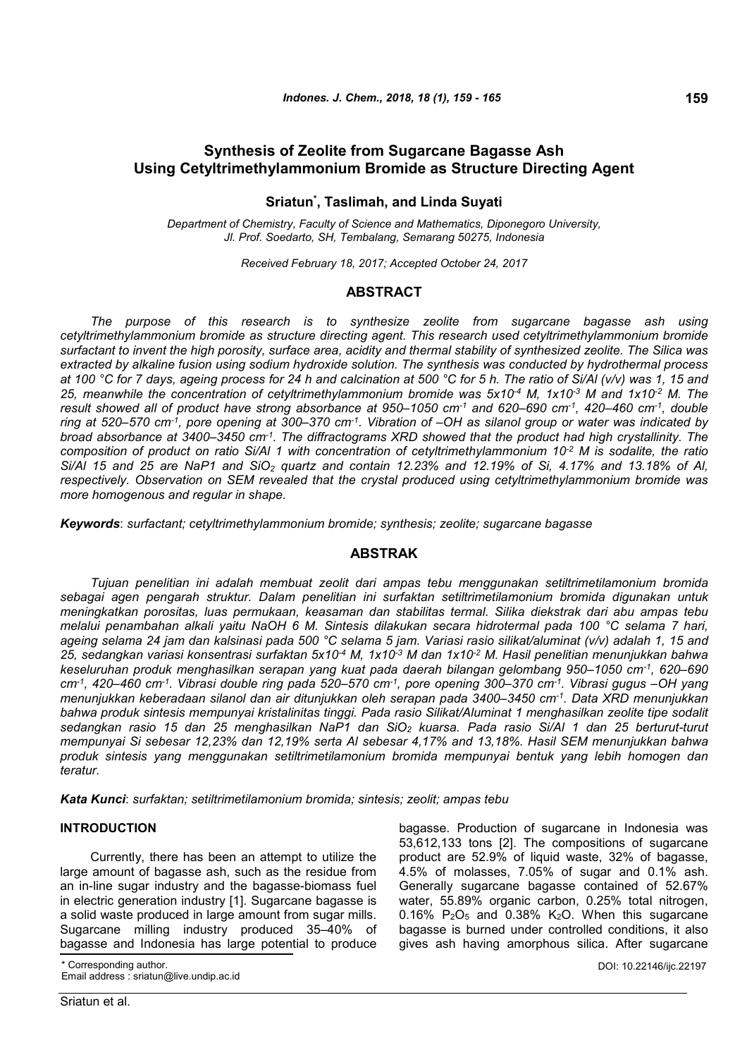# Synthesis of Zeolite from Sugarcane Bagasse Ash Using Cetyltrimethylammonium Bromide as Structure Directing Agent

**Sriatun*, Taslimah, and Linda Suyati**

*Department of Chemistry, Faculty of Science and Mathematics, Diponegoro University, Jl. Prof. Soedarto, SH, Tembalang, Semarang 50275, Indonesia*

*Received February 18, 2017; Accepted October 24, 2017*

## ABSTRACT

*The purpose of this research is to synthesize zeolite from sugarcane bagasse ash using cetyltrimethylammonium bromide as structure directing agent. This research used cetyltrimethylammonium bromide surfactant to invent the high porosity, surface area, acidity and thermal stability of synthesized zeolite. The Silica was extracted by alkaline fusion using sodium hydroxide solution. The synthesis was conducted by hydrothermal process at 100 °C for 7 days, ageing process for 24 h and calcination at 500 °C for 5 h. The ratio of Si/Al (v/v) was 1, 15 and 25, meanwhile the concentration of cetyltrimethylammonium bromide was $5x10^{-4}$ M, $1x10^{-3}$ M and $1x10^{-2}$ M. The result showed all of product have strong absorbance at 950–1050 $cm^{-1}$ and 620–690 $cm^{-1}$, 420–460 $cm^{-1}$, double ring at 520–570 $cm^{-1}$, pore opening at 300–370 $cm^{-1}$. Vibration of –OH as silanol group or water was indicated by broad absorbance at 3400–3450 $cm^{-1}$. The diffractograms XRD showed that the product had high crystallinity. The composition of product on ratio Si/Al 1 with concentration of cetyltrimethylammonium $10^{-2}$ M is sodalite, the ratio Si/Al 15 and 25 are NaP1 and $SiO_2$ quartz and contain 12.23% and 12.19% of Si, 4.17% and 13.18% of Al, respectively. Observation on SEM revealed that the crystal produced using cetyltrimethylammonium bromide was more homogenous and regular in shape.*

***Keywords***: *surfactant; cetyltrimethylammonium bromide; synthesis; zeolite; sugarcane bagasse*

## ABSTRAK

*Tujuan penelitian ini adalah membuat zeolit dari ampas tebu menggunakan setiltrimetilamonium bromida sebagai agen pengarah struktur. Dalam penelitian ini surfaktan setiltrimetilamonium bromida digunakan untuk meningkatkan porositas, luas permukaan, keasaman dan stabilitas termal. Silika diekstrak dari abu ampas tebu melalui penambahan alkali yaitu NaOH 6 M. Sintesis dilakukan secara hidrotermal pada 100 °C selama 7 hari, ageing selama 24 jam dan kalsinasi pada 500 °C selama 5 jam. Variasi rasio silikat/aluminat (v/v) adalah 1, 15 and 25, sedangkan variasi konsentrasi surfaktan $5x10^{-4}$ M, $1x10^{-3}$ M dan $1x10^{-2}$ M. Hasil penelitian menunjukkan bahwa keseluruhan produk menghasilkan serapan yang kuat pada daerah bilangan gelombang 950–1050 $cm^{-1}$, 620–690 $cm^{-1}$, 420–460 $cm^{-1}$. Vibrasi double ring pada 520–570 $cm^{-1}$, pore opening 300–370 $cm^{-1}$. Vibrasi gugus –OH yang menunjukkan keberadaan silanol dan air ditunjukkan oleh serapan pada 3400–3450 $cm^{-1}$. Data XRD menunjukkan bahwa produk sintesis mempunyai kristalinitas tinggi. Pada rasio Silikat/Aluminat 1 menghasilkan zeolite tipe sodalit sedangkan rasio 15 dan 25 menghasilkan NaP1 dan $SiO_2$ kuarsa. Pada rasio Si/Al 1 dan 25 berturut-turut mempunyai Si sebesar 12,23% dan 12,19% serta Al sebesar 4,17% and 13,18%. Hasil SEM menunjukkan bahwa produk sintesis yang menggunakan setiltrimetilamonium bromida mempunyai bentuk yang lebih homogen dan teratur.*

***Kata Kunci***: *surfaktan; setiltrimetilamonium bromida; sintesis; zeolit; ampas tebu*

## INTRODUCTION

Currently, there has been an attempt to utilize the large amount of bagasse ash, such as the residue from an in-line sugar industry and the bagasse-biomass fuel in electric generation industry [1]. Sugarcane bagasse is a solid waste produced in large amount from sugar mills. Sugarcane milling industry produced 35–40% of bagasse and Indonesia has large potential to produce bagasse. Production of sugarcane in Indonesia was 53,612,133 tons [2]. The compositions of sugarcane product are 52.9% of liquid waste, 32% of bagasse, 4.5% of molasses, 7.05% of sugar and 0.1% ash. Generally sugarcane bagasse contained of 52.67% water, 55.89% organic carbon, 0.25% total nitrogen, 0.16% $P_2O_5$ and 0.38% $K_2O$. When this sugarcane bagasse is burned under controlled conditions, it also gives ash having amorphous silica. After sugarcane

\* Corresponding author.
Email address : sriatun@live.undip.ac.id

DOI: 10.22146/ijc.22197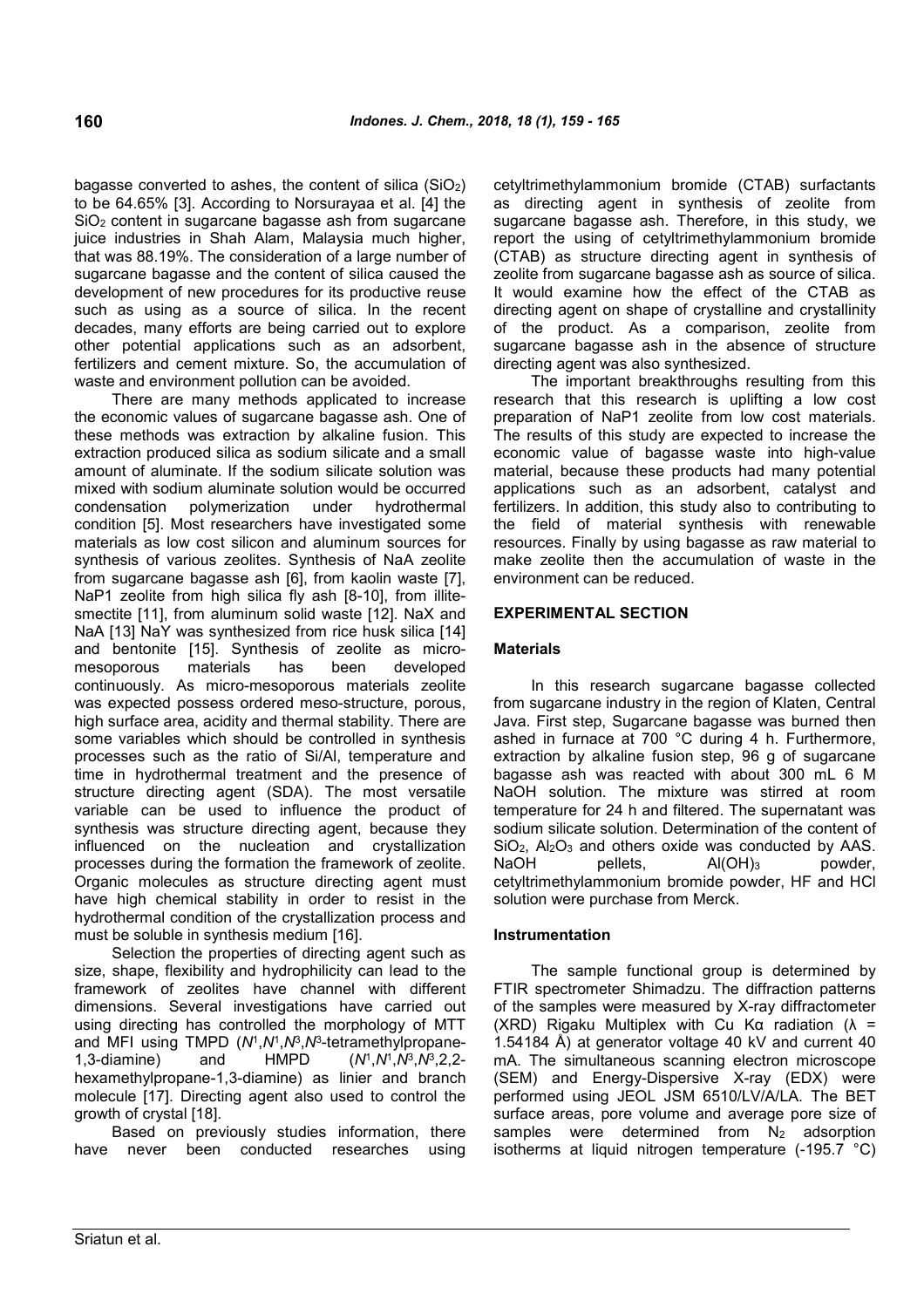bagasse converted to ashes, the content of silica ($SiO_2$) to be 64.65% [3]. According to Norsurayaa et al. [4] the $SiO_2$ content in sugarcane bagasse ash from sugarcane juice industries in Shah Alam, Malaysia much higher, that was 88.19%. The consideration of a large number of sugarcane bagasse and the content of silica caused the development of new procedures for its productive reuse such as using as a source of silica. In the recent decades, many efforts are being carried out to explore other potential applications such as an adsorbent, fertilizers and cement mixture. So, the accumulation of waste and environment pollution can be avoided.

There are many methods applicated to increase the economic values of sugarcane bagasse ash. One of these methods was extraction by alkaline fusion. This extraction produced silica as sodium silicate and a small amount of aluminate. If the sodium silicate solution was mixed with sodium aluminate solution would be occurred condensation polymerization under hydrothermal condition [5]. Most researchers have investigated some materials as low cost silicon and aluminum sources for synthesis of various zeolites. Synthesis of NaA zeolite from sugarcane bagasse ash [6], from kaolin waste [7], NaP1 zeolite from high silica fly ash [8-10], from illite-smectite [11], from aluminum solid waste [12]. NaX and NaA [13] NaY was synthesized from rice husk silica [14] and bentonite [15]. Synthesis of zeolite as micro-mesoporous materials has been developed continuously. As micro-mesoporous materials zeolite was expected possess ordered meso-structure, porous, high surface area, acidity and thermal stability. There are some variables which should be controlled in synthesis processes such as the ratio of Si/Al, temperature and time in hydrothermal treatment and the presence of structure directing agent (SDA). The most versatile variable can be used to influence the product of synthesis was structure directing agent, because they influenced on the nucleation and crystallization processes during the formation the framework of zeolite. Organic molecules as structure directing agent must have high chemical stability in order to resist in the hydrothermal condition of the crystallization process and must be soluble in synthesis medium [16].

Selection the properties of directing agent such as size, shape, flexibility and hydrophilicity can lead to the framework of zeolites have channel with different dimensions. Several investigations have carried out using directing has controlled the morphology of MTT and MFI using TMPD (*N*[1],*N*[1],*N*[3],*N*[3]-tetramethylpropane-1,3-diamine) and HMPD (*N*[1],*N*[1],*N*[3],*N*[3],2,2-hexamethylpropane-1,3-diamine) as linier and branch molecule [17]. Directing agent also used to control the growth of crystal [18].

Based on previously studies information, there have never been conducted researches using cetyltrimethylammonium bromide (CTAB) surfactants as directing agent in synthesis of zeolite from sugarcane bagasse ash. Therefore, in this study, we report the using of cetyltrimethylammonium bromide (CTAB) as structure directing agent in synthesis of zeolite from sugarcane bagasse ash as source of silica. It would examine how the effect of the CTAB as directing agent on shape of crystalline and crystallinity of the product. As a comparison, zeolite from sugarcane bagasse ash in the absence of structure directing agent was also synthesized.

The important breakthroughs resulting from this research that this research is uplifting a low cost preparation of NaP1 zeolite from low cost materials. The results of this study are expected to increase the economic value of bagasse waste into high-value material, because these products had many potential applications such as an adsorbent, catalyst and fertilizers. In addition, this study also to contributing to the field of material synthesis with renewable resources. Finally by using bagasse as raw material to make zeolite then the accumulation of waste in the environment can be reduced.

## EXPERIMENTAL SECTION

### Materials

In this research sugarcane bagasse collected from sugarcane industry in the region of Klaten, Central Java. First step, Sugarcane bagasse was burned then ashed in furnace at 700 °C during 4 h. Furthermore, extraction by alkaline fusion step, 96 g of sugarcane bagasse ash was reacted with about 300 mL 6 M NaOH solution. The mixture was stirred at room temperature for 24 h and filtered. The supernatant was sodium silicate solution. Determination of the content of $SiO_2$, $Al_2O_3$ and others oxide was conducted by AAS. NaOH pellets, $Al(OH)_3$ powder, cetyltrimethylammonium bromide powder, HF and HCl solution were purchase from Merck.

### Instrumentation

The sample functional group is determined by FTIR spectrometer Shimadzu. The diffraction patterns of the samples were measured by X-ray diffractometer (XRD) Rigaku Multiplex with Cu Kα radiation (λ = 1.54184 Å) at generator voltage 40 kV and current 40 mA. The simultaneous scanning electron microscope (SEM) and Energy-Dispersive X-ray (EDX) were performed using JEOL JSM 6510/LV/A/LA. The BET surface areas, pore volume and average pore size of samples were determined from $N_2$ adsorption isotherms at liquid nitrogen temperature (-195.7 °C)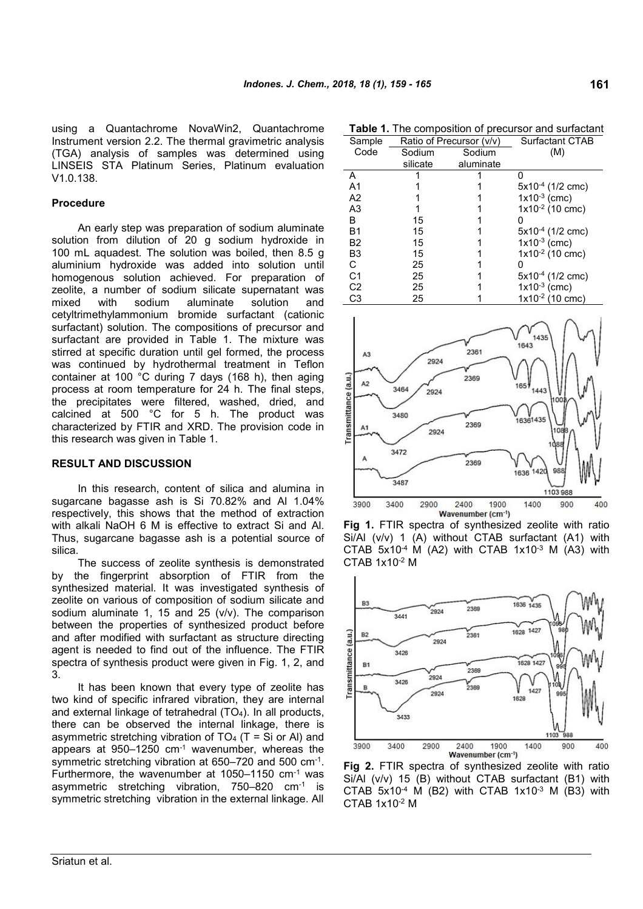using a Quantachrome NovaWin2, Quantachrome Instrument version 2.2. The thermal gravimetric analysis (TGA) analysis of samples was determined using LINSEIS STA Platinum Series, Platinum evaluation V1.0.138.

### Procedure

An early step was preparation of sodium aluminate solution from dilution of 20 g sodium hydroxide in 100 mL aquadest. The solution was boiled, then 8.5 g aluminium hydroxide was added into solution until homogenous solution achieved. For preparation of zeolite, a number of sodium silicate supernatant was mixed with sodium aluminate solution and cetyltrimethylammonium bromide surfactant (cationic surfactant) solution. The compositions of precursor and surfactant are provided in Table 1. The mixture was stirred at specific duration until gel formed, the process was continued by hydrothermal treatment in Teflon container at 100 °C during 7 days (168 h), then aging process at room temperature for 24 h. The final steps, the precipitates were filtered, washed, dried, and calcined at 500 °C for 5 h. The product was characterized by FTIR and XRD. The provision code in this research was given in Table 1.

## RESULT AND DISCUSSION

In this research, content of silica and alumina in sugarcane bagasse ash is Si 70.82% and Al 1.04% respectively, this shows that the method of extraction with alkali NaOH 6 M is effective to extract Si and Al. Thus, sugarcane bagasse ash is a potential source of silica.

The success of zeolite synthesis is demonstrated by the fingerprint absorption of FTIR from the synthesized material. It was investigated synthesis of zeolite on various of composition of sodium silicate and sodium aluminate 1, 15 and 25 (v/v). The comparison between the properties of synthesized product before and after modified with surfactant as structure directing agent is needed to find out of the influence. The FTIR spectra of synthesis product were given in Fig. 1, 2, and 3.

It has been known that every type of zeolite has two kind of specific infrared vibration, they are internal and external linkage of tetrahedral ($TO_4$). In all products, there can be observed the internal linkage, there is asymmetric stretching vibration of $TO_4$ (T = Si or Al) and appears at 950–1250 $cm^{-1}$ wavenumber, whereas the symmetric stretching vibration at 650–720 and 500 $cm^{-1}$. Furthermore, the wavenumber at 1050–1150 $cm^{-1}$ was asymmetric stretching vibration, 750–820 $cm^{-1}$ is symmetric stretching vibration in the external linkage. All

**Table 1.** The composition of precursor and surfactant

| Sample Code | Ratio of Precursor (v/v) | | Surfactant CTAB (M) |
|---|---|---|---|
| | Sodium silicate | Sodium aluminate | |
| A | 1 | 1 | 0 |
| A1 | 1 | 1 | $5 \times 10^{-4}$ (1/2 cmc) |
| A2 | 1 | 1 | $1 \times 10^{-3}$ (cmc) |
| A3 | 1 | 1 | $1 \times 10^{-2}$ (10 cmc) |
| B | 15 | 1 | 0 |
| B1 | 15 | 1 | $5 \times 10^{-4}$ (1/2 cmc) |
| B2 | 15 | 1 | $1 \times 10^{-3}$ (cmc) |
| B3 | 15 | 1 | $1 \times 10^{-2}$ (10 cmc) |
| C | 25 | 1 | 0 |
| C1 | 25 | 1 | $5 \times 10^{-4}$ (1/2 cmc) |
| C2 | 25 | 1 | $1 \times 10^{-3}$ (cmc) |
| C3 | 25 | 1 | $1 \times 10^{-2}$ (10 cmc) |

**Fig 1.** FTIR spectra of synthesized zeolite with ratio Si/Al (v/v) 1 (A) without CTAB surfactant (A1) with CTAB $5 \times 10^{-4}$ M (A2) with CTAB $1 \times 10^{-3}$ M (A3) with CTAB $1 \times 10^{-2}$ M

**Fig 2.** FTIR spectra of synthesized zeolite with ratio Si/Al (v/v) 15 (B) without CTAB surfactant (B1) with CTAB $5 \times 10^{-4}$ M (B2) with CTAB $1 \times 10^{-3}$ M (B3) with CTAB $1 \times 10^{-2}$ M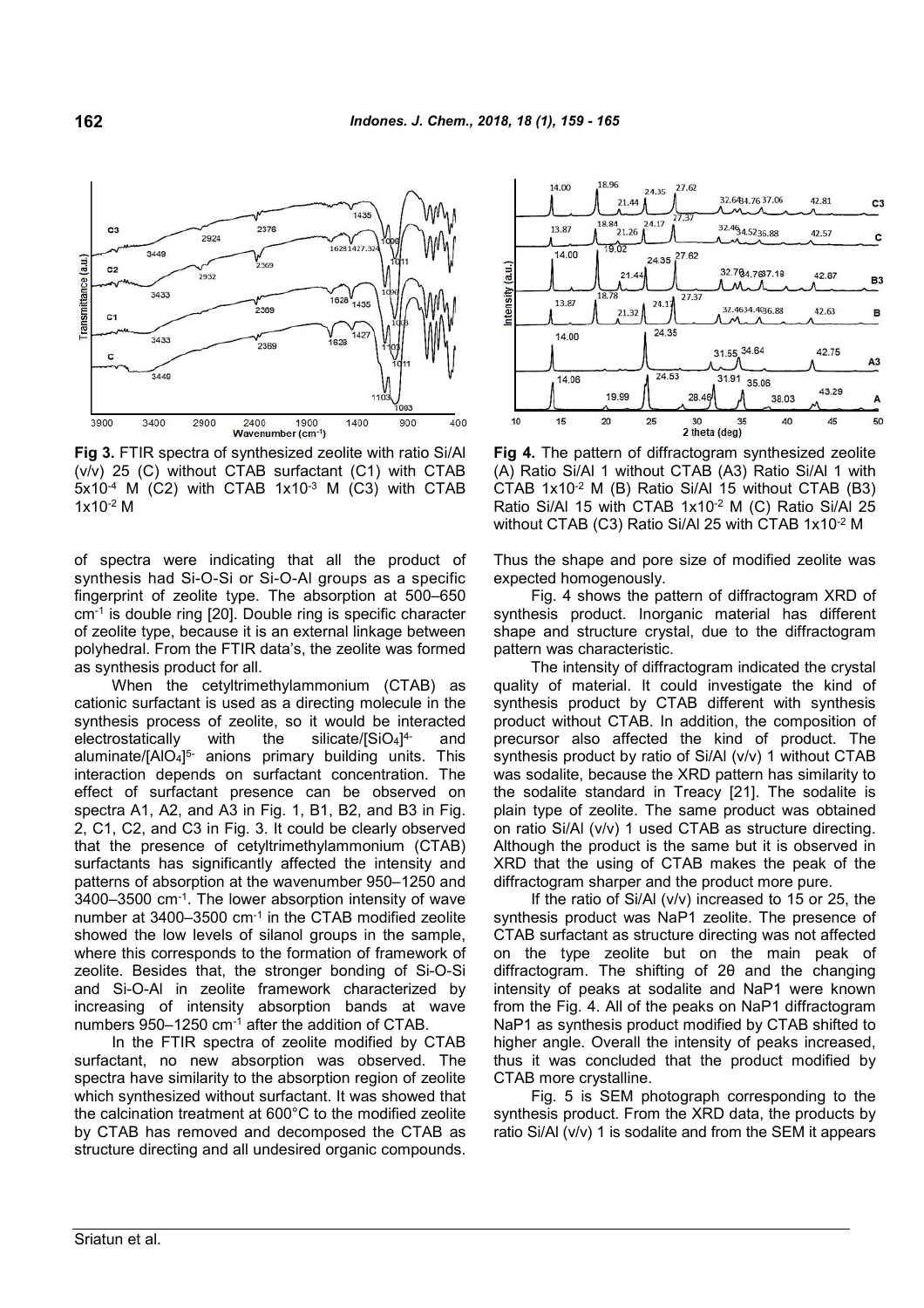Fig 3. FTIR spectra of synthesized zeolite with ratio Si/Al (v/v) 25 (C) without CTAB surfactant (C1) with CTAB $5x10^{-4}$ M (C2) with CTAB $1x10^{-3}$ M (C3) with CTAB $1x10^{-2}$ M

Fig 4. The pattern of diffractogram synthesized zeolite (A) Ratio Si/Al 1 without CTAB (A3) Ratio Si/Al 1 with CTAB $1x10^{-2}$ M (B) Ratio Si/Al 15 without CTAB (B3) Ratio Si/Al 15 with CTAB $1x10^{-2}$ M (C) Ratio Si/Al 25 without CTAB (C3) Ratio Si/Al 25 with CTAB $1x10^{-2}$ M

of spectra were indicating that all the product of synthesis had Si-O-Si or Si-O-Al groups as a specific fingerprint of zeolite type. The absorption at 500–650 $cm^{-1}$ is double ring [20]. Double ring is specific character of zeolite type, because it is an external linkage between polyhedral. From the FTIR data's, the zeolite was formed as synthesis product for all.

When the cetyltrimethylammonium (CTAB) as cationic surfactant is used as a directing molecule in the synthesis process of zeolite, so it would be interacted electrostatically with the silicate/$[SiO_4]^{4-}$ and aluminate/$[AlO_4]^{5-}$ anions primary building units. This interaction depends on surfactant concentration. The effect of surfactant presence can be observed on spectra A1, A2, and A3 in Fig. 1, B1, B2, and B3 in Fig. 2, C1, C2, and C3 in Fig. 3. It could be clearly observed that the presence of cetyltrimethylammonium (CTAB) surfactants has significantly affected the intensity and patterns of absorption at the wavenumber 950–1250 and 3400–3500 $cm^{-1}$. The lower absorption intensity of wave number at 3400–3500 $cm^{-1}$ in the CTAB modified zeolite showed the low levels of silanol groups in the sample, where this corresponds to the formation of framework of zeolite. Besides that, the stronger bonding of Si-O-Si and Si-O-Al in zeolite framework characterized by increasing of intensity absorption bands at wave numbers 950–1250 $cm^{-1}$ after the addition of CTAB.

In the FTIR spectra of zeolite modified by CTAB surfactant, no new absorption was observed. The spectra have similarity to the absorption region of zeolite which synthesized without surfactant. It was showed that the calcination treatment at 600°C to the modified zeolite by CTAB has removed and decomposed the CTAB as structure directing and all undesired organic compounds. Thus the shape and pore size of modified zeolite was expected homogenously.

Fig. 4 shows the pattern of diffractogram XRD of synthesis product. Inorganic material has different shape and structure crystal, due to the diffractogram pattern was characteristic.

The intensity of diffractogram indicated the crystal quality of material. It could investigate the kind of synthesis product by CTAB different with synthesis product without CTAB. In addition, the composition of precursor also affected the kind of product. The synthesis product by ratio of Si/Al (v/v) 1 without CTAB was sodalite, because the XRD pattern has similarity to the sodalite standard in Treacy [21]. The sodalite is plain type of zeolite. The same product was obtained on ratio Si/Al (v/v) 1 used CTAB as structure directing. Although the product is the same but it is observed in XRD that the using of CTAB makes the peak of the diffractogram sharper and the product more pure.

If the ratio of Si/Al (v/v) increased to 15 or 25, the synthesis product was NaP1 zeolite. The presence of CTAB surfactant as structure directing was not affected on the type zeolite but on the main peak of diffractogram. The shifting of 2θ and the changing intensity of peaks at sodalite and NaP1 were known from the Fig. 4. All of the peaks on NaP1 diffractogram NaP1 as synthesis product modified by CTAB shifted to higher angle. Overall the intensity of peaks increased, thus it was concluded that the product modified by CTAB more crystalline.

Fig. 5 is SEM photograph corresponding to the synthesis product. From the XRD data, the products by ratio Si/Al (v/v) 1 is sodalite and from the SEM it appears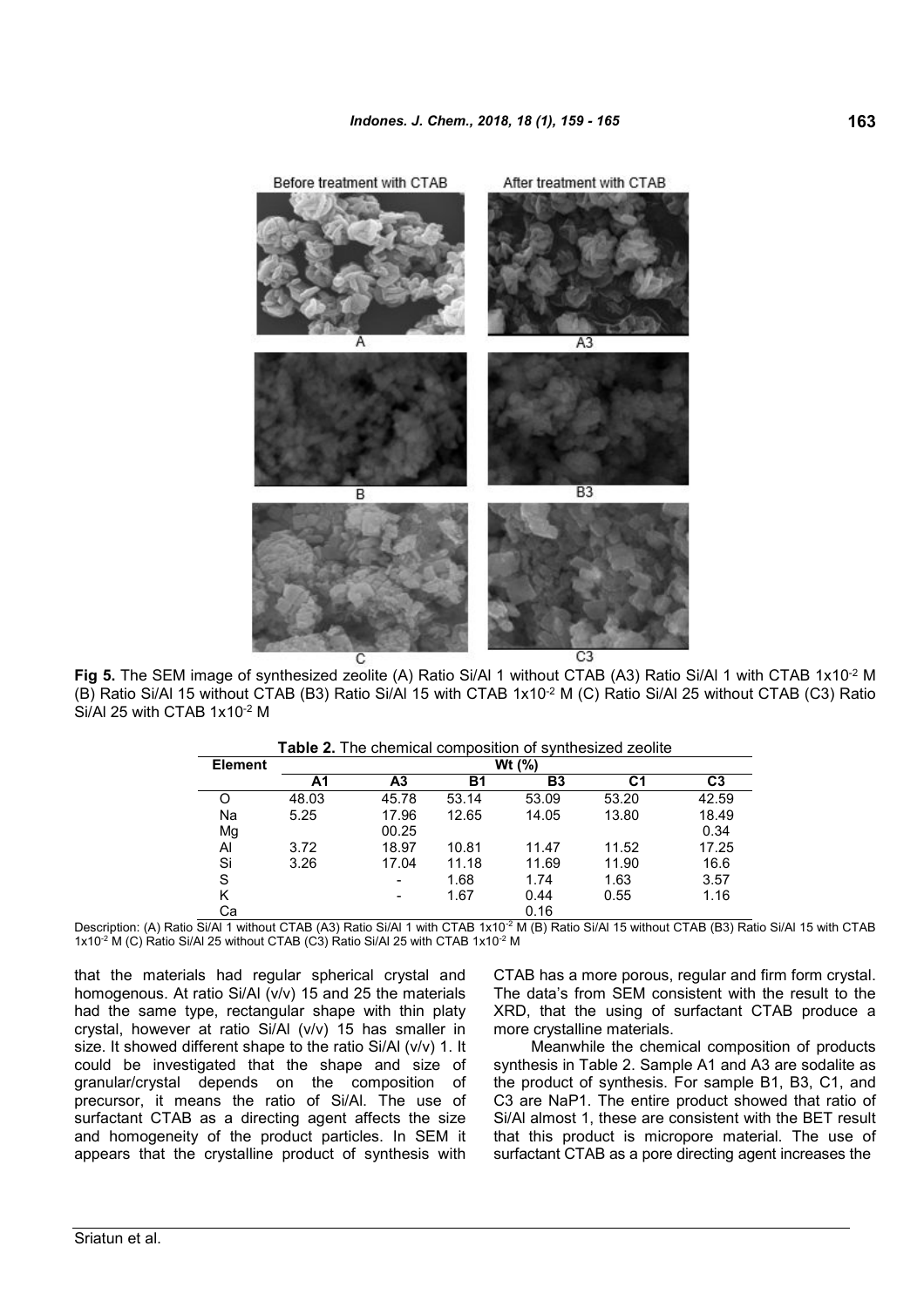**Fig 5.** The SEM image of synthesized zeolite (A) Ratio Si/Al 1 without CTAB (A3) Ratio Si/Al 1 with CTAB $1 \times 10^{-2}$ M (B) Ratio Si/Al 15 without CTAB (B3) Ratio Si/Al 15 with CTAB $1 \times 10^{-2}$ M (C) Ratio Si/Al 25 without CTAB (C3) Ratio Si/Al 25 with CTAB $1 \times 10^{-2}$ M

**Table 2.** The chemical composition of synthesized zeolite

| Element | Wt (%) | | | | | |
|---|---|---|---|---|---|---|
| | A1 | A3 | B1 | B3 | C1 | C3 |
| O | 48.03 | 45.78 | 53.14 | 53.09 | 53.20 | 42.59 |
| Na | 5.25 | 17.96 | 12.65 | 14.05 | 13.80 | 18.49 |
| Mg | | 00.25 | | | | 0.34 |
| Al | 3.72 | 18.97 | 10.81 | 11.47 | 11.52 | 17.25 |
| Si | 3.26 | 17.04 | 11.18 | 11.69 | 11.90 | 16.6 |
| S | | - | 1.68 | 1.74 | 1.63 | 3.57 |
| K | | - | 1.67 | 0.44 | 0.55 | 1.16 |
| Ca | | | | 0.16 | | |

Description: (A) Ratio Si/Al 1 without CTAB (A3) Ratio Si/Al 1 with CTAB $1 \times 10^{-2}$ M (B) Ratio Si/Al 15 without CTAB (B3) Ratio Si/Al 15 with CTAB $1 \times 10^{-2}$ M (C) Ratio Si/Al 25 without CTAB (C3) Ratio Si/Al 25 with CTAB $1 \times 10^{-2}$ M

that the materials had regular spherical crystal and homogenous. At ratio Si/Al (v/v) 15 and 25 the materials had the same type, rectangular shape with thin platy crystal, however at ratio Si/Al (v/v) 15 has smaller in size. It showed different shape to the ratio Si/Al (v/v) 1. It could be investigated that the shape and size of granular/crystal depends on the composition of precursor, it means the ratio of Si/Al. The use of surfactant CTAB as a directing agent affects the size and homogeneity of the product particles. In SEM it appears that the crystalline product of synthesis with CTAB has a more porous, regular and firm form crystal. The data's from SEM consistent with the result to the XRD, that the using of surfactant CTAB produce a more crystalline materials.

Meanwhile the chemical composition of products synthesis in Table 2. Sample A1 and A3 are sodalite as the product of synthesis. For sample B1, B3, C1, and C3 are NaP1. The entire product showed that ratio of Si/Al almost 1, these are consistent with the BET result that this product is micropore material. The use of surfactant CTAB as a pore directing agent increases the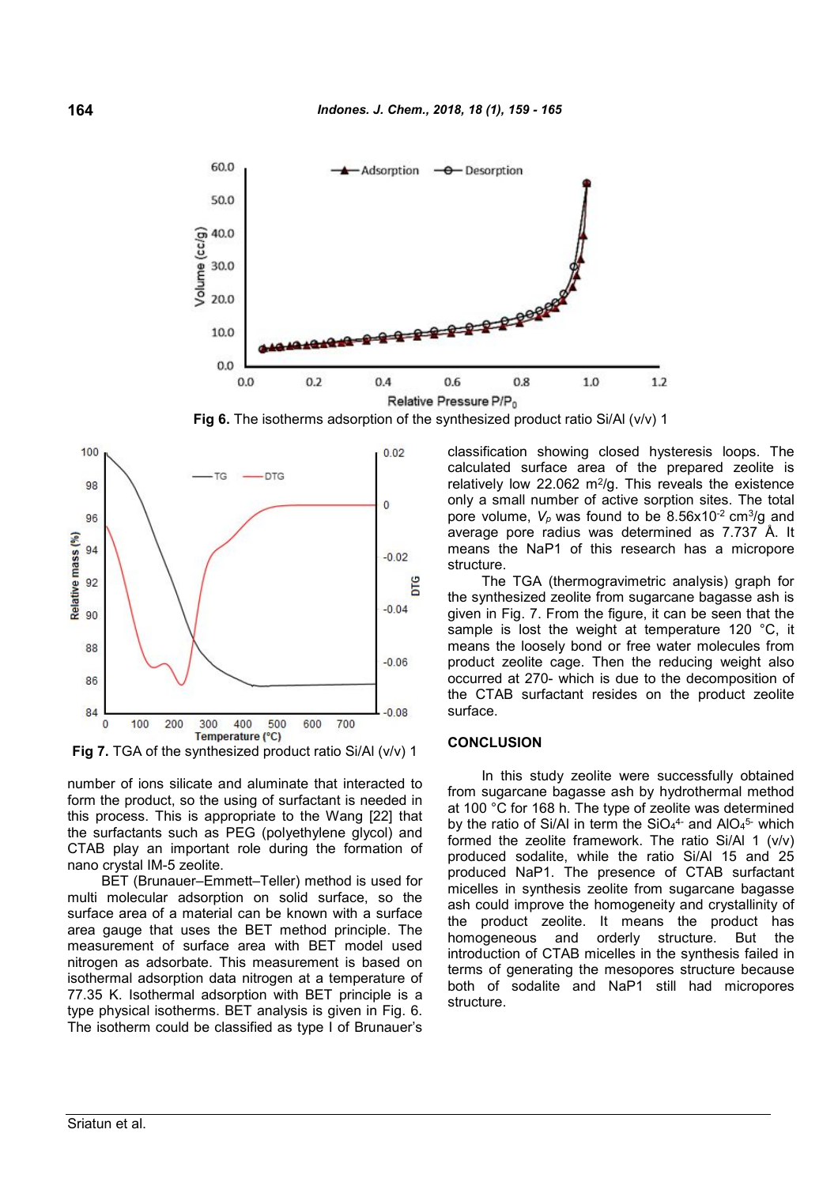Fig 6. The isotherms adsorption of the synthesized product ratio Si/Al (v/v) 1

Fig 7. TGA of the synthesized product ratio Si/Al (v/v) 1

number of ions silicate and aluminate that interacted to form the product, so the using of surfactant is needed in this process. This is appropriate to the Wang [22] that the surfactants such as PEG (polyethylene glycol) and CTAB play an important role during the formation of nano crystal IM-5 zeolite.

BET (Brunauer–Emmett–Teller) method is used for multi molecular adsorption on solid surface, so the surface area of a material can be known with a surface area gauge that uses the BET method principle. The measurement of surface area with BET model used nitrogen as adsorbate. This measurement is based on isothermal adsorption data nitrogen at a temperature of 77.35 K. Isothermal adsorption with BET principle is a type physical isotherms. BET analysis is given in Fig. 6. The isotherm could be classified as type I of Brunauer's classification showing closed hysteresis loops. The calculated surface area of the prepared zeolite is relatively low 22.062 $m^2/g$. This reveals the existence only a small number of active sorption sites. The total pore volume, $V_p$ was found to be $8.56 \times 10^{-2}$ $cm^3/g$ and average pore radius was determined as 7.737 Å. It means the NaP1 of this research has a micropore structure.

The TGA (thermogravimetric analysis) graph for the synthesized zeolite from sugarcane bagasse ash is given in Fig. 7. From the figure, it can be seen that the sample is lost the weight at temperature 120 °C, it means the loosely bond or free water molecules from product zeolite cage. Then the reducing weight also occurred at 270- which is due to the decomposition of the CTAB surfactant resides on the product zeolite surface.

## CONCLUSION

In this study zeolite were successfully obtained from sugarcane bagasse ash by hydrothermal method at 100 °C for 168 h. The type of zeolite was determined by the ratio of Si/Al in term the $SiO_4^{4-}$ and $AlO_4^{5-}$ which formed the zeolite framework. The ratio Si/Al 1 (v/v) produced sodalite, while the ratio Si/Al 15 and 25 produced NaP1. The presence of CTAB surfactant micelles in synthesis zeolite from sugarcane bagasse ash could improve the homogeneity and crystallinity of the product zeolite. It means the product has homogeneous and orderly structure. But the introduction of CTAB micelles in the synthesis failed in terms of generating the mesopores structure because both of sodalite and NaP1 still had micropores structure.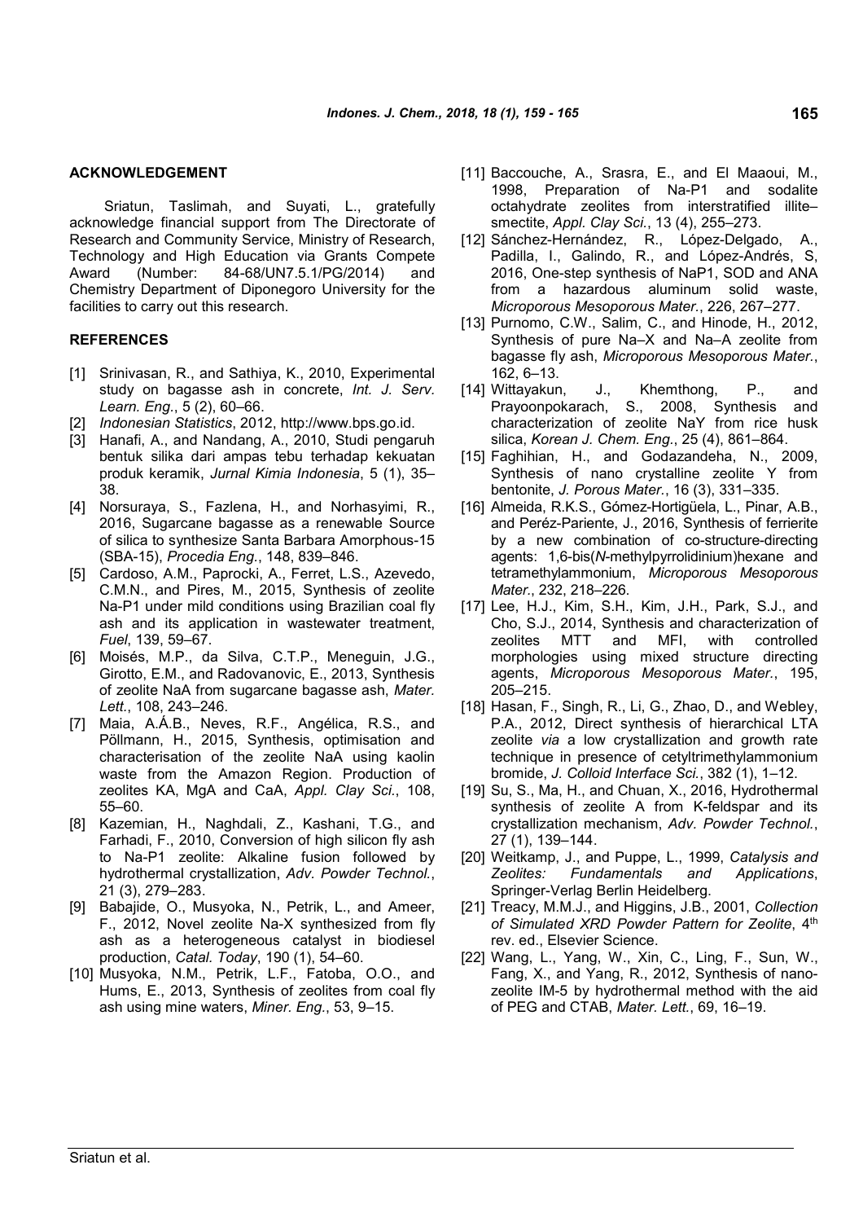## ACKNOWLEDGEMENT

Sriatun, Taslimah, and Suyati, L., gratefully acknowledge financial support from The Directorate of Research and Community Service, Ministry of Research, Technology and High Education via Grants Compete Award (Number: 84-68/UN7.5.1/PG/2014) and Chemistry Department of Diponegoro University for the facilities to carry out this research.

## REFERENCES

[1] Srinivasan, R., and Sathiya, K., 2010, Experimental study on bagasse ash in concrete, *Int. J. Serv. Learn. Eng.*, 5 (2), 60–66.

[2] *Indonesian Statistics*, 2012, http://www.bps.go.id.

[3] Hanafi, A., and Nandang, A., 2010, Studi pengaruh bentuk silika dari ampas tebu terhadap kekuatan produk keramik, *Jurnal Kimia Indonesia*, 5 (1), 35–38.

[4] Norsuraya, S., Fazlena, H., and Norhasyimi, R., 2016, Sugarcane bagasse as a renewable Source of silica to synthesize Santa Barbara Amorphous-15 (SBA-15), *Procedia Eng.*, 148, 839–846.

[5] Cardoso, A.M., Paprocki, A., Ferret, L.S., Azevedo, C.M.N., and Pires, M., 2015, Synthesis of zeolite Na-P1 under mild conditions using Brazilian coal fly ash and its application in wastewater treatment, *Fuel*, 139, 59–67.

[6] Moisés, M.P., da Silva, C.T.P., Meneguin, J.G., Girotto, E.M., and Radovanovic, E., 2013, Synthesis of zeolite NaA from sugarcane bagasse ash, *Mater. Lett.*, 108, 243–246.

[7] Maia, A.Á.B., Neves, R.F., Angélica, R.S., and Pöllmann, H., 2015, Synthesis, optimisation and characterisation of the zeolite NaA using kaolin waste from the Amazon Region. Production of zeolites KA, MgA and CaA, *Appl. Clay Sci.*, 108, 55–60.

[8] Kazemian, H., Naghdali, Z., Kashani, T.G., and Farhadi, F., 2010, Conversion of high silicon fly ash to Na-P1 zeolite: Alkaline fusion followed by hydrothermal crystallization, *Adv. Powder Technol.*, 21 (3), 279–283.

[9] Babajide, O., Musyoka, N., Petrik, L., and Ameer, F., 2012, Novel zeolite Na-X synthesized from fly ash as a heterogeneous catalyst in biodiesel production, *Catal. Today*, 190 (1), 54–60.

[10] Musyoka, N.M., Petrik, L.F., Fatoba, O.O., and Hums, E., 2013, Synthesis of zeolites from coal fly ash using mine waters, *Miner. Eng.*, 53, 9–15.

[11] Baccouche, A., Srasra, E., and El Maaoui, M., 1998, Preparation of Na-P1 and sodalite octahydrate zeolites from interstratified illite–smectite, *Appl. Clay Sci.*, 13 (4), 255–273.

[12] Sánchez-Hernández, R., López-Delgado, A., Padilla, I., Galindo, R., and López-Andrés, S, 2016, One-step synthesis of NaP1, SOD and ANA from a hazardous aluminum solid waste, *Microporous Mesoporous Mater.*, 226, 267–277.

[13] Purnomo, C.W., Salim, C., and Hinode, H., 2012, Synthesis of pure Na–X and Na–A zeolite from bagasse fly ash, *Microporous Mesoporous Mater.*, 162, 6–13.

[14] Wittayakun, J., Khemthong, P., and Prayoonpokarach, S., 2008, Synthesis and characterization of zeolite NaY from rice husk silica, *Korean J. Chem. Eng.*, 25 (4), 861–864.

[15] Faghihian, H., and Godazandeha, N., 2009, Synthesis of nano crystalline zeolite Y from bentonite, *J. Porous Mater.*, 16 (3), 331–335.

[16] Almeida, R.K.S., Gómez-Hortigüela, L., Pinar, A.B., and Peréz-Pariente, J., 2016, Synthesis of ferrierite by a new combination of co-structure-directing agents: 1,6-bis(*N*-methylpyrrolidinium)hexane and tetramethylammonium, *Microporous Mesoporous Mater.*, 232, 218–226.

[17] Lee, H.J., Kim, S.H., Kim, J.H., Park, S.J., and Cho, S.J., 2014, Synthesis and characterization of zeolites MTT and MFI, with controlled morphologies using mixed structure directing agents, *Microporous Mesoporous Mater.*, 195, 205–215.

[18] Hasan, F., Singh, R., Li, G., Zhao, D., and Webley, P.A., 2012, Direct synthesis of hierarchical LTA zeolite *via* a low crystallization and growth rate technique in presence of cetyltrimethylammonium bromide, *J. Colloid Interface Sci.*, 382 (1), 1–12.

[19] Su, S., Ma, H., and Chuan, X., 2016, Hydrothermal synthesis of zeolite A from K-feldspar and its crystallization mechanism, *Adv. Powder Technol.*, 27 (1), 139–144.

[20] Weitkamp, J., and Puppe, L., 1999, *Catalysis and Zeolites: Fundamentals and Applications*, Springer-Verlag Berlin Heidelberg.

[21] Treacy, M.M.J., and Higgins, J.B., 2001, *Collection of Simulated XRD Powder Pattern for Zeolite*, 4th rev. ed., Elsevier Science.

[22] Wang, L., Yang, W., Xin, C., Ling, F., Sun, W., Fang, X., and Yang, R., 2012, Synthesis of nano-zeolite IM-5 by hydrothermal method with the aid of PEG and CTAB, *Mater. Lett.*, 69, 16–19.